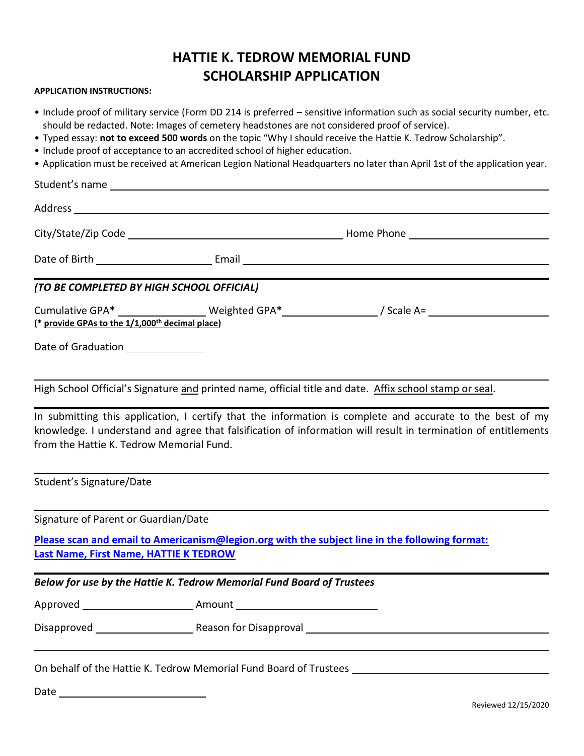# HATTIE K. TEDROW MEMORIAL FUND
# SCHOLARSHIP APPLICATION

**APPLICATION INSTRUCTIONS:**

- Include proof of military service (Form DD 214 is preferred – sensitive information such as social security number, etc. should be redacted. Note: Images of cemetery headstones are not considered proof of service).
- Typed essay: **not to exceed 500 words** on the topic "Why I should receive the Hattie K. Tedrow Scholarship".
- Include proof of acceptance to an accredited school of higher education.
- Application must be received at American Legion National Headquarters no later than April 1st of the application year.

Student's name ______________________________

Address ______________________________

City/State/Zip Code ______________________________ Home Phone ______________________________

Date of Birth ______________________________ Email ______________________________

---

***(TO BE COMPLETED BY HIGH SCHOOL OFFICIAL)***

Cumulative GPA* ______________ Weighted GPA* ______________ / Scale A= ______________

**(* provide GPAs to the 1/1,000th decimal place)**

Date of Graduation ______________

______________________________

High School Official's Signature and printed name, official title and date. Affix school stamp or seal.

---

In submitting this application, I certify that the information is complete and accurate to the best of my knowledge. I understand and agree that falsification of information will result in termination of entitlements from the Hattie K. Tedrow Memorial Fund.

______________________________

Student's Signature/Date

______________________________

Signature of Parent or Guardian/Date

**Please scan and email to Americanism@legion.org with the subject line in the following format: Last Name, First Name, HATTIE K TEDROW**

---

***Below for use by the Hattie K. Tedrow Memorial Fund Board of Trustees***

Approved ______________ Amount ______________

Disapproved ______________ Reason for Disapproval ______________________________

______________________________

On behalf of the Hattie K. Tedrow Memorial Fund Board of Trustees ______________________________

Date ______________

Reviewed 12/15/2020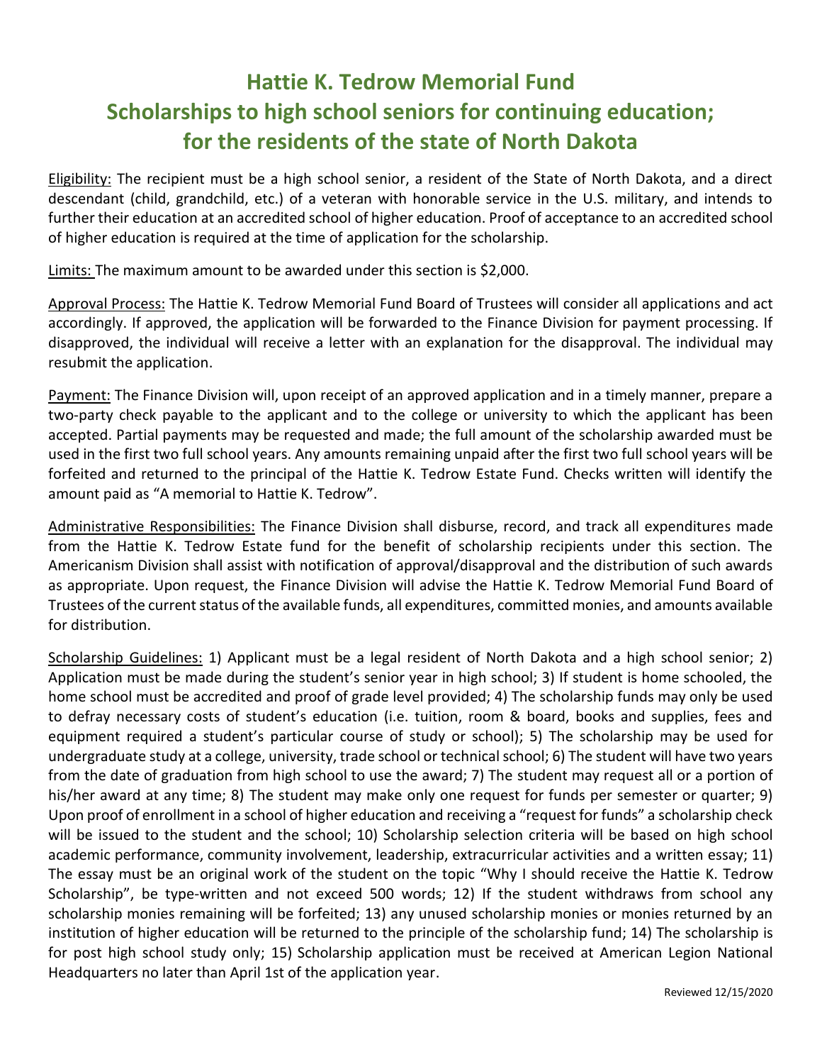# Hattie K. Tedrow Memorial Fund
# Scholarships to high school seniors for continuing education; for the residents of the state of North Dakota

Eligibility: The recipient must be a high school senior, a resident of the State of North Dakota, and a direct descendant (child, grandchild, etc.) of a veteran with honorable service in the U.S. military, and intends to further their education at an accredited school of higher education. Proof of acceptance to an accredited school of higher education is required at the time of application for the scholarship.

Limits: The maximum amount to be awarded under this section is $2,000.

Approval Process: The Hattie K. Tedrow Memorial Fund Board of Trustees will consider all applications and act accordingly. If approved, the application will be forwarded to the Finance Division for payment processing. If disapproved, the individual will receive a letter with an explanation for the disapproval. The individual may resubmit the application.

Payment: The Finance Division will, upon receipt of an approved application and in a timely manner, prepare a two-party check payable to the applicant and to the college or university to which the applicant has been accepted. Partial payments may be requested and made; the full amount of the scholarship awarded must be used in the first two full school years. Any amounts remaining unpaid after the first two full school years will be forfeited and returned to the principal of the Hattie K. Tedrow Estate Fund. Checks written will identify the amount paid as "A memorial to Hattie K. Tedrow".

Administrative Responsibilities: The Finance Division shall disburse, record, and track all expenditures made from the Hattie K. Tedrow Estate fund for the benefit of scholarship recipients under this section. The Americanism Division shall assist with notification of approval/disapproval and the distribution of such awards as appropriate. Upon request, the Finance Division will advise the Hattie K. Tedrow Memorial Fund Board of Trustees of the current status of the available funds, all expenditures, committed monies, and amounts available for distribution.

Scholarship Guidelines: 1) Applicant must be a legal resident of North Dakota and a high school senior; 2) Application must be made during the student's senior year in high school; 3) If student is home schooled, the home school must be accredited and proof of grade level provided; 4) The scholarship funds may only be used to defray necessary costs of student's education (i.e. tuition, room & board, books and supplies, fees and equipment required a student's particular course of study or school); 5) The scholarship may be used for undergraduate study at a college, university, trade school or technical school; 6) The student will have two years from the date of graduation from high school to use the award; 7) The student may request all or a portion of his/her award at any time; 8) The student may make only one request for funds per semester or quarter; 9) Upon proof of enrollment in a school of higher education and receiving a "request for funds" a scholarship check will be issued to the student and the school; 10) Scholarship selection criteria will be based on high school academic performance, community involvement, leadership, extracurricular activities and a written essay; 11) The essay must be an original work of the student on the topic "Why I should receive the Hattie K. Tedrow Scholarship", be type-written and not exceed 500 words; 12) If the student withdraws from school any scholarship monies remaining will be forfeited; 13) any unused scholarship monies or monies returned by an institution of higher education will be returned to the principle of the scholarship fund; 14) The scholarship is for post high school study only; 15) Scholarship application must be received at American Legion National Headquarters no later than April 1st of the application year.

Reviewed 12/15/2020